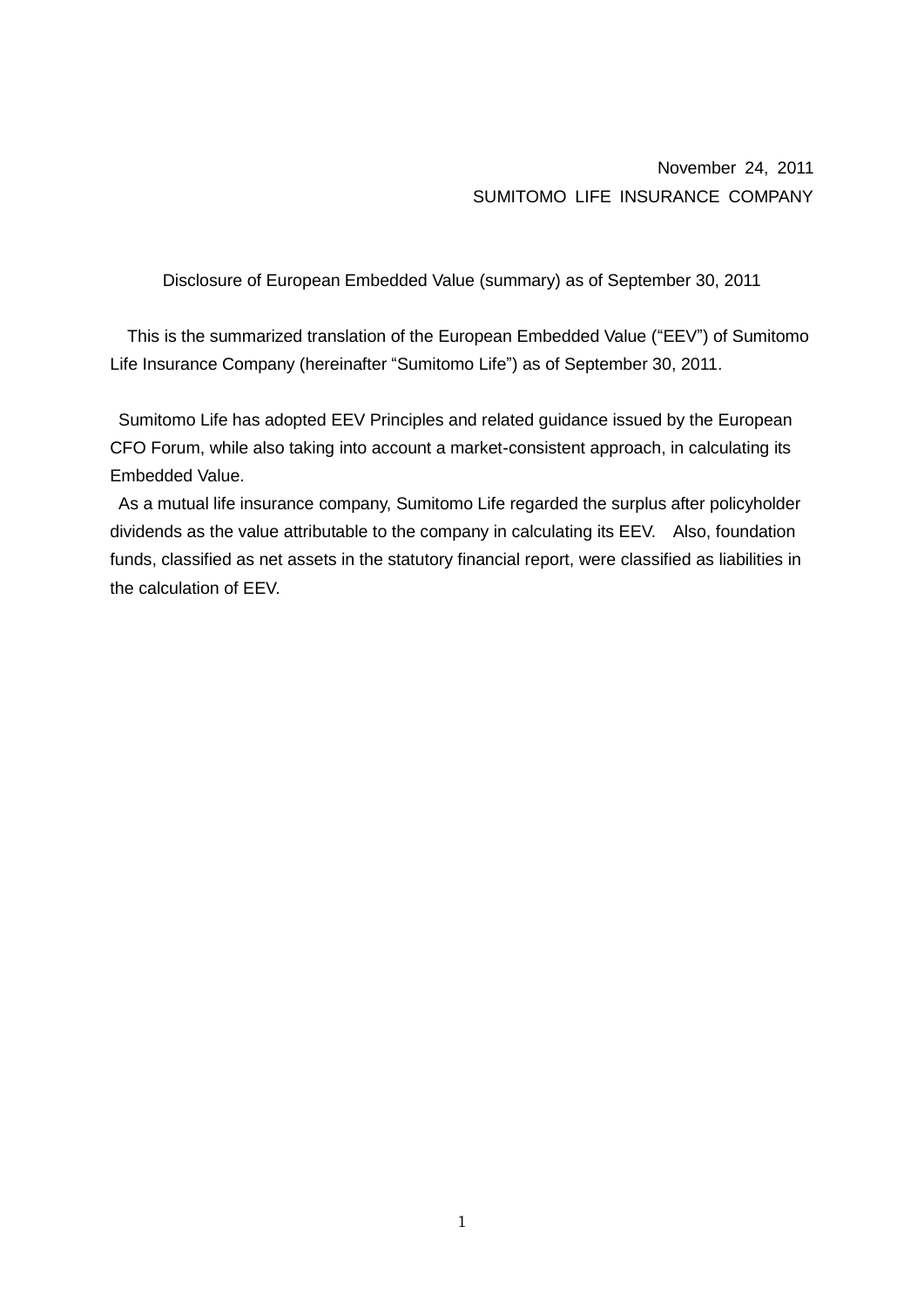November 24, 2011

SUMITOMO LIFE INSURANCE COMPANY

# Disclosure of European Embedded Value (summary) as of September 30, 2011

This is the summarized translation of the European Embedded Value (“EEV”) of Sumitomo Life Insurance Company (hereinafter “Sumitomo Life”) as of September 30, 2011.

Sumitomo Life has adopted EEV Principles and related guidance issued by the European CFO Forum, while also taking into account a market-consistent approach, in calculating its Embedded Value.

As a mutual life insurance company, Sumitomo Life regarded the surplus after policyholder dividends as the value attributable to the company in calculating its EEV. Also, foundation funds, classified as net assets in the statutory financial report, were classified as liabilities in the calculation of EEV.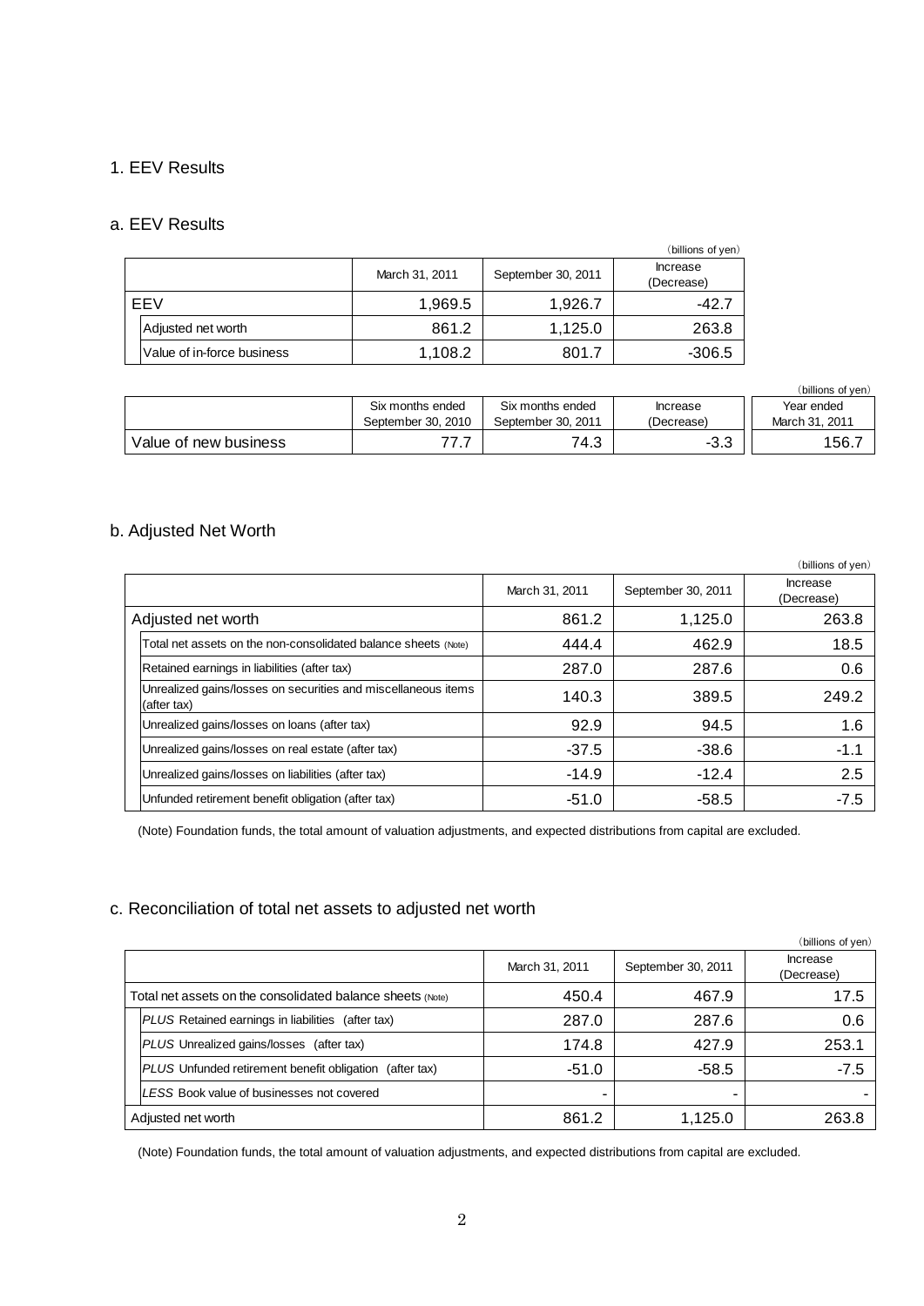## 1. EEV Results

### a. EEV Results

(billions of yen)

| | March 31, 2011 | September 30, 2011 | Increase (Decrease) |
|---|---|---|---|
| EEV | 1,969.5 | 1,926.7 | -42.7 |
| Adjusted net worth | 861.2 | 1,125.0 | 263.8 |
| Value of in-force business | 1,108.2 | 801.7 | -306.5 |

(billions of yen)

| | Six months ended September 30, 2010 | Six months ended September 30, 2011 | Increase (Decrease) | Year ended March 31, 2011 |
|---|---|---|---|---|
| Value of new business | 77.7 | 74.3 | -3.3 | 156.7 |

### b. Adjusted Net Worth

(billions of yen)

| | March 31, 2011 | September 30, 2011 | Increase (Decrease) |
|---|---|---|---|
| Adjusted net worth | 861.2 | 1,125.0 | 263.8 |
| Total net assets on the non-consolidated balance sheets (Note) | 444.4 | 462.9 | 18.5 |
| Retained earnings in liabilities (after tax) | 287.0 | 287.6 | 0.6 |
| Unrealized gains/losses on securities and miscellaneous items (after tax) | 140.3 | 389.5 | 249.2 |
| Unrealized gains/losses on loans (after tax) | 92.9 | 94.5 | 1.6 |
| Unrealized gains/losses on real estate (after tax) | -37.5 | -38.6 | -1.1 |
| Unrealized gains/losses on liabilities (after tax) | -14.9 | -12.4 | 2.5 |
| Unfunded retirement benefit obligation (after tax) | -51.0 | -58.5 | -7.5 |

(Note) Foundation funds, the total amount of valuation adjustments, and expected distributions from capital are excluded.

### c. Reconciliation of total net assets to adjusted net worth

(billions of yen)

| | March 31, 2011 | September 30, 2011 | Increase (Decrease) |
|---|---|---|---|
| Total net assets on the consolidated balance sheets (Note) | 450.4 | 467.9 | 17.5 |
| *PLUS* Retained earnings in liabilities (after tax) | 287.0 | 287.6 | 0.6 |
| *PLUS* Unrealized gains/losses (after tax) | 174.8 | 427.9 | 253.1 |
| *PLUS* Unfunded retirement benefit obligation (after tax) | -51.0 | -58.5 | -7.5 |
| *LESS* Book value of businesses not covered | - | - | - |
| Adjusted net worth | 861.2 | 1,125.0 | 263.8 |

(Note) Foundation funds, the total amount of valuation adjustments, and expected distributions from capital are excluded.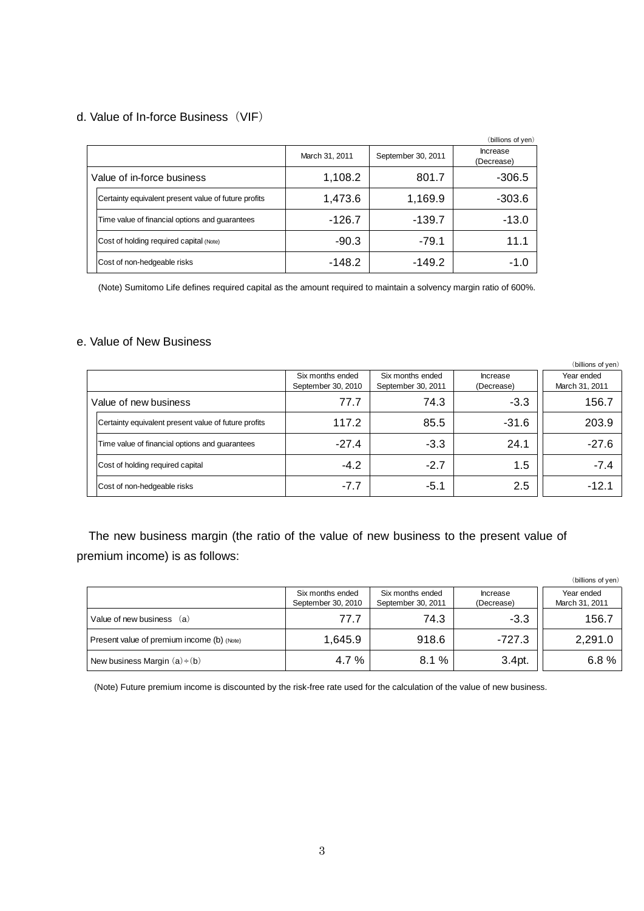### d. Value of In-force Business（VIF）

（billions of yen）

| | March 31, 2011 | September 30, 2011 | Increase (Decrease) |
|---|---|---|---|
| Value of in-force business | 1,108.2 | 801.7 | -306.5 |
| Certainty equivalent present value of future profits | 1,473.6 | 1,169.9 | -303.6 |
| Time value of financial options and guarantees | -126.7 | -139.7 | -13.0 |
| Cost of holding required capital (Note) | -90.3 | -79.1 | 11.1 |
| Cost of non-hedgeable risks | -148.2 | -149.2 | -1.0 |

(Note) Sumitomo Life defines required capital as the amount required to maintain a solvency margin ratio of 600%.

### e. Value of New Business

（billions of yen）

| | Six months ended September 30, 2010 | Six months ended September 30, 2011 | Increase (Decrease) | Year ended March 31, 2011 |
|---|---|---|---|---|
| Value of new business | 77.7 | 74.3 | -3.3 | 156.7 |
| Certainty equivalent present value of future profits | 117.2 | 85.5 | -31.6 | 203.9 |
| Time value of financial options and guarantees | -27.4 | -3.3 | 24.1 | -27.6 |
| Cost of holding required capital | -4.2 | -2.7 | 1.5 | -7.4 |
| Cost of non-hedgeable risks | -7.7 | -5.1 | 2.5 | -12.1 |

The new business margin (the ratio of the value of new business to the present value of premium income) is as follows:

（billions of yen）

| | Six months ended September 30, 2010 | Six months ended September 30, 2011 | Increase (Decrease) | Year ended March 31, 2011 |
|---|---|---|---|---|
| Value of new business （a） | 77.7 | 74.3 | -3.3 | 156.7 |
| Present value of premium income (b) (Note) | 1,645.9 | 918.6 | -727.3 | 2,291.0 |
| New business Margin （a）÷（b） | 4.7 % | 8.1 % | 3.4pt. | 6.8 % |

(Note) Future premium income is discounted by the risk-free rate used for the calculation of the value of new business.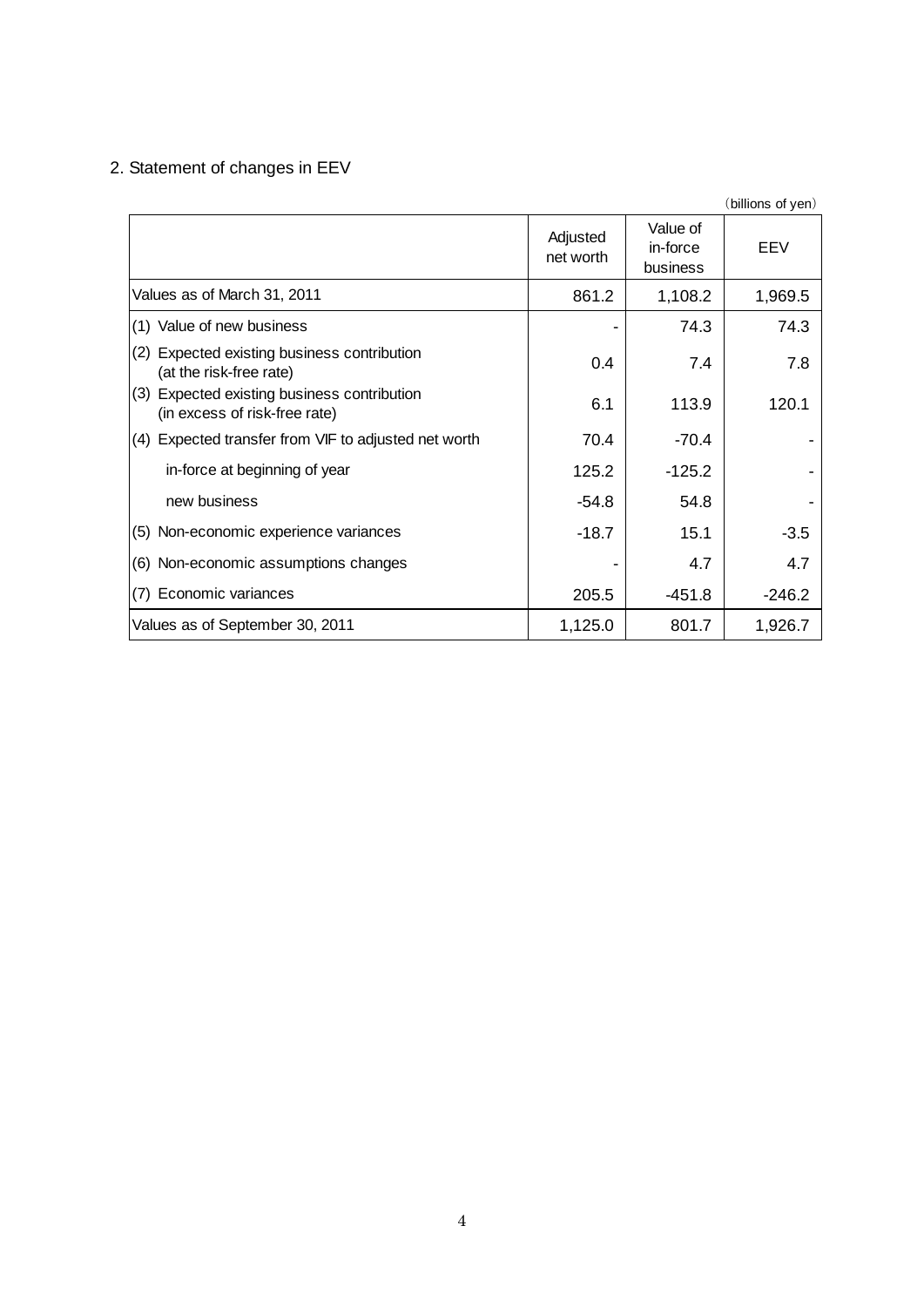## 2. Statement of changes in EEV

（billions of yen）

| | Adjusted net worth | Value of in-force business | EEV |
|---|---|---|---|
| Values as of March 31, 2011 | 861.2 | 1,108.2 | 1,969.5 |
| (1) Value of new business | - | 74.3 | 74.3 |
| (2) Expected existing business contribution (at the risk-free rate) | 0.4 | 7.4 | 7.8 |
| (3) Expected existing business contribution (in excess of risk-free rate) | 6.1 | 113.9 | 120.1 |
| (4) Expected transfer from VIF to adjusted net worth | 70.4 | -70.4 | - |
| in-force at beginning of year | 125.2 | -125.2 | - |
| new business | -54.8 | 54.8 | - |
| (5) Non-economic experience variances | -18.7 | 15.1 | -3.5 |
| (6) Non-economic assumptions changes | - | 4.7 | 4.7 |
| (7) Economic variances | 205.5 | -451.8 | -246.2 |
| Values as of September 30, 2011 | 1,125.0 | 801.7 | 1,926.7 |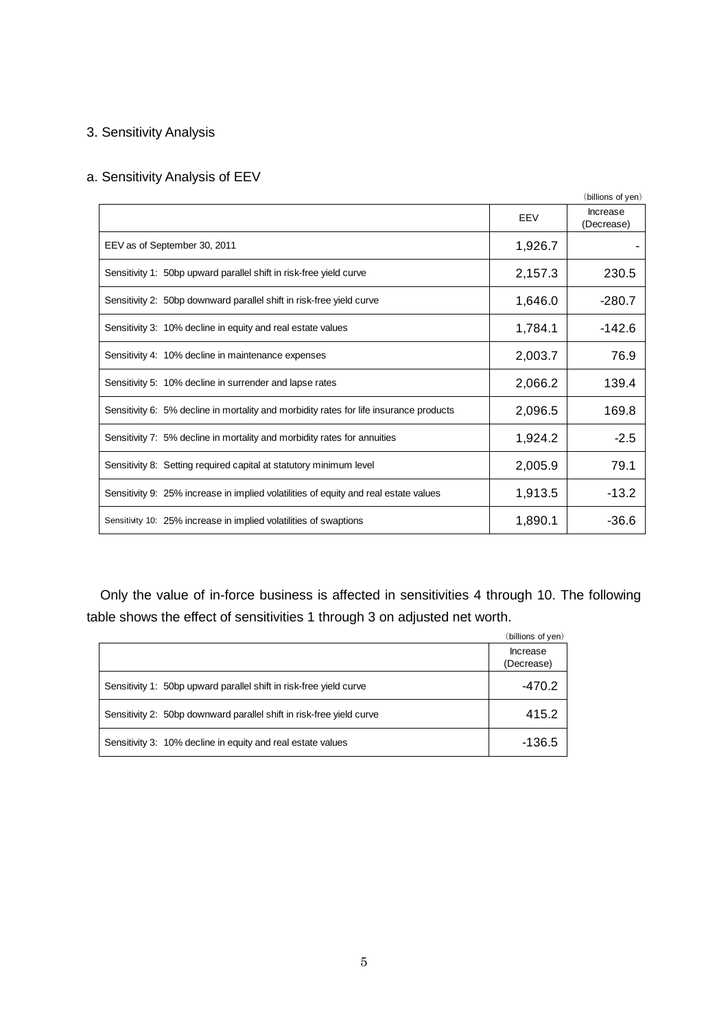## 3. Sensitivity Analysis

### a. Sensitivity Analysis of EEV

(billions of yen)

| | EEV | Increase (Decrease) |
|---|---|---|
| EEV as of September 30, 2011 | 1,926.7 | - |
| Sensitivity 1: 50bp upward parallel shift in risk-free yield curve | 2,157.3 | 230.5 |
| Sensitivity 2: 50bp downward parallel shift in risk-free yield curve | 1,646.0 | -280.7 |
| Sensitivity 3: 10% decline in equity and real estate values | 1,784.1 | -142.6 |
| Sensitivity 4: 10% decline in maintenance expenses | 2,003.7 | 76.9 |
| Sensitivity 5: 10% decline in surrender and lapse rates | 2,066.2 | 139.4 |
| Sensitivity 6: 5% decline in mortality and morbidity rates for life insurance products | 2,096.5 | 169.8 |
| Sensitivity 7: 5% decline in mortality and morbidity rates for annuities | 1,924.2 | -2.5 |
| Sensitivity 8: Setting required capital at statutory minimum level | 2,005.9 | 79.1 |
| Sensitivity 9: 25% increase in implied volatilities of equity and real estate values | 1,913.5 | -13.2 |
| Sensitivity 10: 25% increase in implied volatilities of swaptions | 1,890.1 | -36.6 |

Only the value of in-force business is affected in sensitivities 4 through 10. The following table shows the effect of sensitivities 1 through 3 on adjusted net worth.

(billions of yen)

| | Increase (Decrease) |
|---|---|
| Sensitivity 1: 50bp upward parallel shift in risk-free yield curve | -470.2 |
| Sensitivity 2: 50bp downward parallel shift in risk-free yield curve | 415.2 |
| Sensitivity 3: 10% decline in equity and real estate values | -136.5 |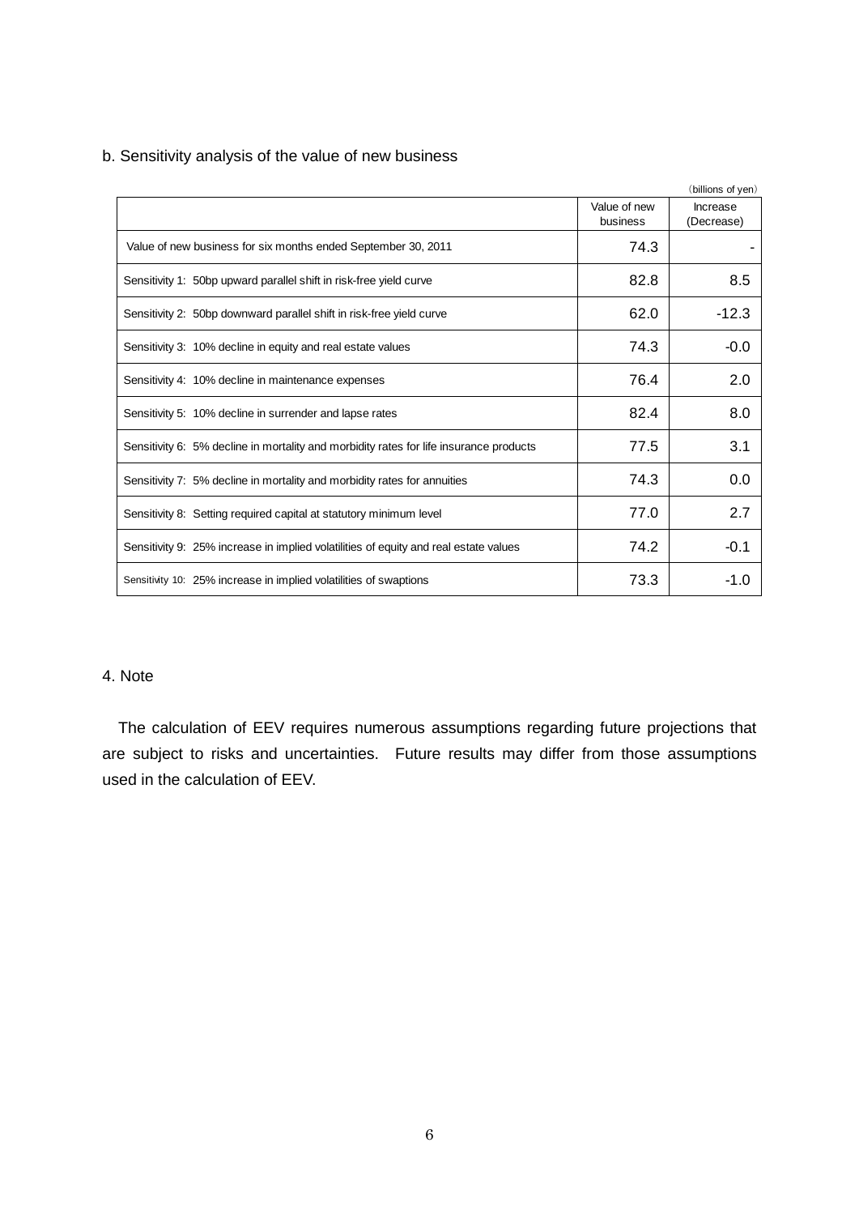b. Sensitivity analysis of the value of new business

（billions of yen）

| | Value of new business | Increase (Decrease) |
|---|---|---|
| Value of new business for six months ended September 30, 2011 | 74.3 | - |
| Sensitivity 1: 50bp upward parallel shift in risk-free yield curve | 82.8 | 8.5 |
| Sensitivity 2: 50bp downward parallel shift in risk-free yield curve | 62.0 | -12.3 |
| Sensitivity 3: 10% decline in equity and real estate values | 74.3 | -0.0 |
| Sensitivity 4: 10% decline in maintenance expenses | 76.4 | 2.0 |
| Sensitivity 5: 10% decline in surrender and lapse rates | 82.4 | 8.0 |
| Sensitivity 6: 5% decline in mortality and morbidity rates for life insurance products | 77.5 | 3.1 |
| Sensitivity 7: 5% decline in mortality and morbidity rates for annuities | 74.3 | 0.0 |
| Sensitivity 8: Setting required capital at statutory minimum level | 77.0 | 2.7 |
| Sensitivity 9: 25% increase in implied volatilities of equity and real estate values | 74.2 | -0.1 |
| Sensitivity 10: 25% increase in implied volatilities of swaptions | 73.3 | -1.0 |

4. Note

The calculation of EEV requires numerous assumptions regarding future projections that are subject to risks and uncertainties. Future results may differ from those assumptions used in the calculation of EEV.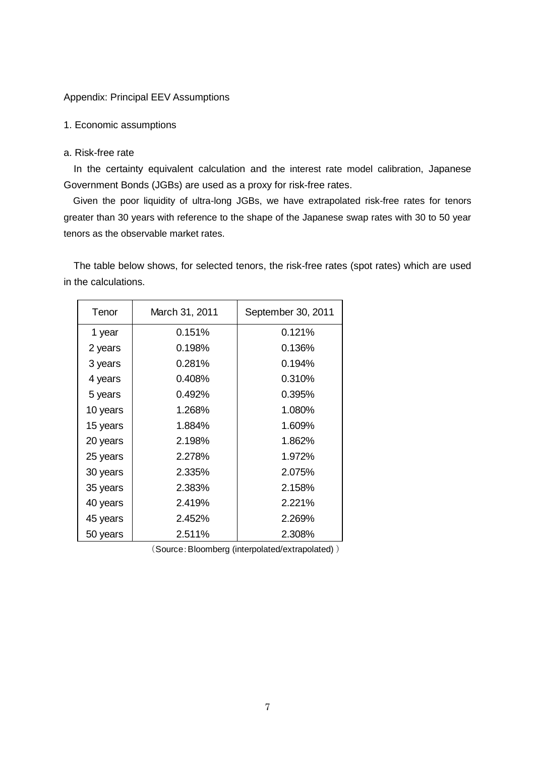Appendix: Principal EEV Assumptions

1. Economic assumptions

a. Risk-free rate

In the certainty equivalent calculation and the interest rate model calibration, Japanese Government Bonds (JGBs) are used as a proxy for risk-free rates.

Given the poor liquidity of ultra-long JGBs, we have extrapolated risk-free rates for tenors greater than 30 years with reference to the shape of the Japanese swap rates with 30 to 50 year tenors as the observable market rates.

The table below shows, for selected tenors, the risk-free rates (spot rates) which are used in the calculations.

| Tenor | March 31, 2011 | September 30, 2011 |
|---|---|---|
| 1 year | 0.151% | 0.121% |
| 2 years | 0.198% | 0.136% |
| 3 years | 0.281% | 0.194% |
| 4 years | 0.408% | 0.310% |
| 5 years | 0.492% | 0.395% |
| 10 years | 1.268% | 1.080% |
| 15 years | 1.884% | 1.609% |
| 20 years | 2.198% | 1.862% |
| 25 years | 2.278% | 1.972% |
| 30 years | 2.335% | 2.075% |
| 35 years | 2.383% | 2.158% |
| 40 years | 2.419% | 2.221% |
| 45 years | 2.452% | 2.269% |
| 50 years | 2.511% | 2.308% |

（Source：Bloomberg (interpolated/extrapolated) ）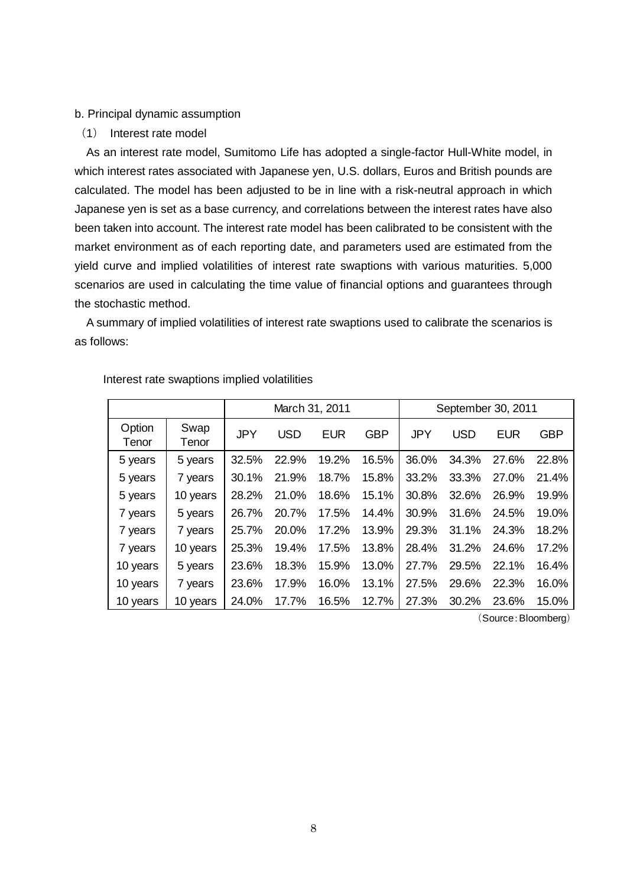b. Principal dynamic assumption

（1） Interest rate model

As an interest rate model, Sumitomo Life has adopted a single-factor Hull-White model, in which interest rates associated with Japanese yen, U.S. dollars, Euros and British pounds are calculated. The model has been adjusted to be in line with a risk-neutral approach in which Japanese yen is set as a base currency, and correlations between the interest rates have also been taken into account. The interest rate model has been calibrated to be consistent with the market environment as of each reporting date, and parameters used are estimated from the yield curve and implied volatilities of interest rate swaptions with various maturities. 5,000 scenarios are used in calculating the time value of financial options and guarantees through the stochastic method.

A summary of implied volatilities of interest rate swaptions used to calibrate the scenarios is as follows:

Interest rate swaptions implied volatilities

| | | March 31, 2011 | | | | September 30, 2011 | | | |
|---|---|---|---|---|---|---|---|---|---|
| Option Tenor | Swap Tenor | JPY | USD | EUR | GBP | JPY | USD | EUR | GBP |
| 5 years | 5 years | 32.5% | 22.9% | 19.2% | 16.5% | 36.0% | 34.3% | 27.6% | 22.8% |
| 5 years | 7 years | 30.1% | 21.9% | 18.7% | 15.8% | 33.2% | 33.3% | 27.0% | 21.4% |
| 5 years | 10 years | 28.2% | 21.0% | 18.6% | 15.1% | 30.8% | 32.6% | 26.9% | 19.9% |
| 7 years | 5 years | 26.7% | 20.7% | 17.5% | 14.4% | 30.9% | 31.6% | 24.5% | 19.0% |
| 7 years | 7 years | 25.7% | 20.0% | 17.2% | 13.9% | 29.3% | 31.1% | 24.3% | 18.2% |
| 7 years | 10 years | 25.3% | 19.4% | 17.5% | 13.8% | 28.4% | 31.2% | 24.6% | 17.2% |
| 10 years | 5 years | 23.6% | 18.3% | 15.9% | 13.0% | 27.7% | 29.5% | 22.1% | 16.4% |
| 10 years | 7 years | 23.6% | 17.9% | 16.0% | 13.1% | 27.5% | 29.6% | 22.3% | 16.0% |
| 10 years | 10 years | 24.0% | 17.7% | 16.5% | 12.7% | 27.3% | 30.2% | 23.6% | 15.0% |

（Source：Bloomberg）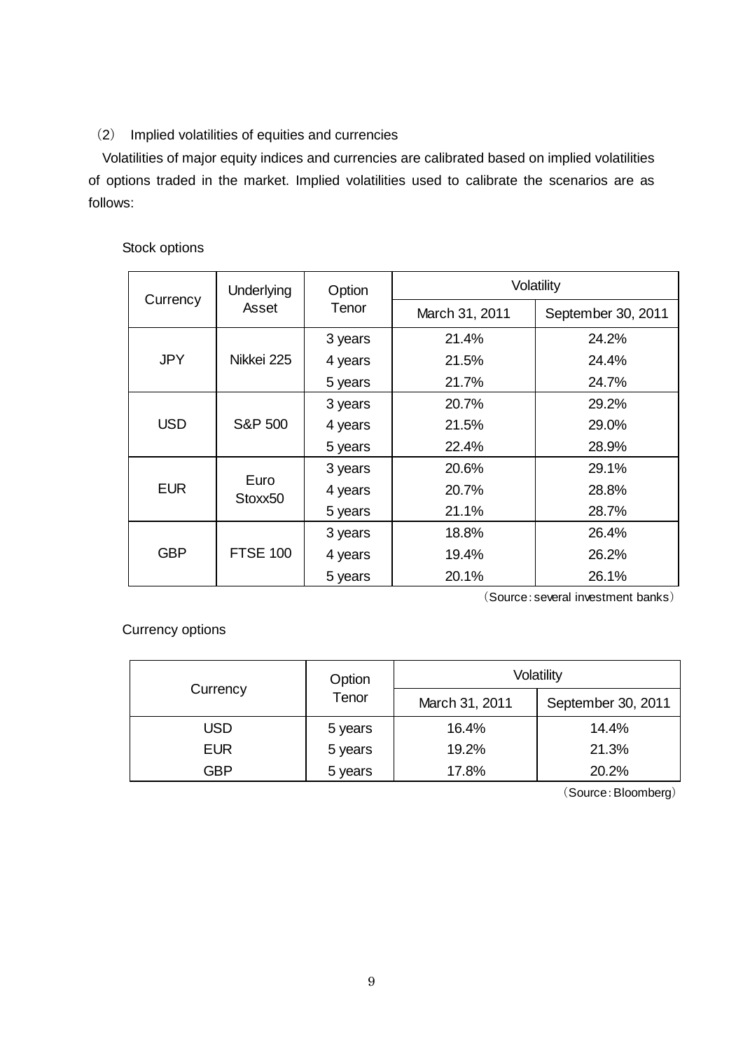（2） Implied volatilities of equities and currencies

Volatilities of major equity indices and currencies are calibrated based on implied volatilities of options traded in the market. Implied volatilities used to calibrate the scenarios are as follows:

Stock options

| Currency | Underlying Asset | Option Tenor | Volatility | |
|---|---|---|---|---|
| | | | March 31, 2011 | September 30, 2011 |
| JPY | Nikkei 225 | 3 years | 21.4% | 24.2% |
| | | 4 years | 21.5% | 24.4% |
| | | 5 years | 21.7% | 24.7% |
| USD | S&P 500 | 3 years | 20.7% | 29.2% |
| | | 4 years | 21.5% | 29.0% |
| | | 5 years | 22.4% | 28.9% |
| EUR | Euro Stoxx50 | 3 years | 20.6% | 29.1% |
| | | 4 years | 20.7% | 28.8% |
| | | 5 years | 21.1% | 28.7% |
| GBP | FTSE 100 | 3 years | 18.8% | 26.4% |
| | | 4 years | 19.4% | 26.2% |
| | | 5 years | 20.1% | 26.1% |

（Source：several investment banks）

Currency options

| Currency | Option Tenor | Volatility | |
|---|---|---|---|
| | | March 31, 2011 | September 30, 2011 |
| USD | 5 years | 16.4% | 14.4% |
| EUR | 5 years | 19.2% | 21.3% |
| GBP | 5 years | 17.8% | 20.2% |

（Source：Bloomberg）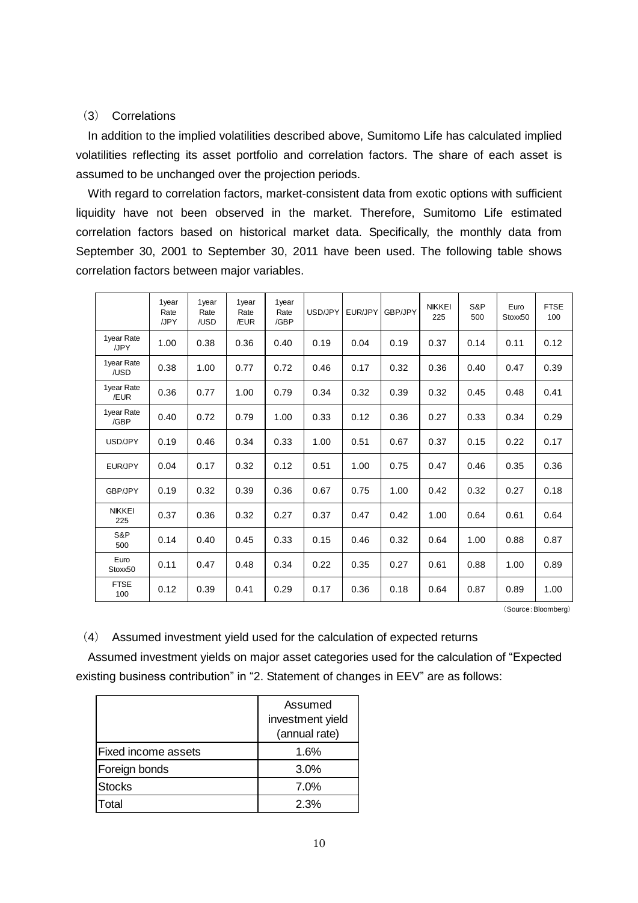### (3) Correlations

In addition to the implied volatilities described above, Sumitomo Life has calculated implied volatilities reflecting its asset portfolio and correlation factors. The share of each asset is assumed to be unchanged over the projection periods.

With regard to correlation factors, market-consistent data from exotic options with sufficient liquidity have not been observed in the market. Therefore, Sumitomo Life estimated correlation factors based on historical market data. Specifically, the monthly data from September 30, 2001 to September 30, 2011 have been used. The following table shows correlation factors between major variables.

| | 1year Rate /JPY | 1year Rate /USD | 1year Rate /EUR | 1year Rate /GBP | USD/JPY | EUR/JPY | GBP/JPY | NIKKEI 225 | S&P 500 | Euro Stoxx50 | FTSE 100 |
|---|---|---|---|---|---|---|---|---|---|---|---|
| 1year Rate /JPY | 1.00 | 0.38 | 0.36 | 0.40 | 0.19 | 0.04 | 0.19 | 0.37 | 0.14 | 0.11 | 0.12 |
| 1year Rate /USD | 0.38 | 1.00 | 0.77 | 0.72 | 0.46 | 0.17 | 0.32 | 0.36 | 0.40 | 0.47 | 0.39 |
| 1year Rate /EUR | 0.36 | 0.77 | 1.00 | 0.79 | 0.34 | 0.32 | 0.39 | 0.32 | 0.45 | 0.48 | 0.41 |
| 1year Rate /GBP | 0.40 | 0.72 | 0.79 | 1.00 | 0.33 | 0.12 | 0.36 | 0.27 | 0.33 | 0.34 | 0.29 |
| USD/JPY | 0.19 | 0.46 | 0.34 | 0.33 | 1.00 | 0.51 | 0.67 | 0.37 | 0.15 | 0.22 | 0.17 |
| EUR/JPY | 0.04 | 0.17 | 0.32 | 0.12 | 0.51 | 1.00 | 0.75 | 0.47 | 0.46 | 0.35 | 0.36 |
| GBP/JPY | 0.19 | 0.32 | 0.39 | 0.36 | 0.67 | 0.75 | 1.00 | 0.42 | 0.32 | 0.27 | 0.18 |
| NIKKEI 225 | 0.37 | 0.36 | 0.32 | 0.27 | 0.37 | 0.47 | 0.42 | 1.00 | 0.64 | 0.61 | 0.64 |
| S&P 500 | 0.14 | 0.40 | 0.45 | 0.33 | 0.15 | 0.46 | 0.32 | 0.64 | 1.00 | 0.88 | 0.87 |
| Euro Stoxx50 | 0.11 | 0.47 | 0.48 | 0.34 | 0.22 | 0.35 | 0.27 | 0.61 | 0.88 | 1.00 | 0.89 |
| FTSE 100 | 0.12 | 0.39 | 0.41 | 0.29 | 0.17 | 0.36 | 0.18 | 0.64 | 0.87 | 0.89 | 1.00 |

(Source: Bloomberg)

### (4) Assumed investment yield used for the calculation of expected returns

Assumed investment yields on major asset categories used for the calculation of "Expected existing business contribution" in "2. Statement of changes in EEV" are as follows:

| | Assumed investment yield (annual rate) |
|---|---|
| Fixed income assets | 1.6% |
| Foreign bonds | 3.0% |
| Stocks | 7.0% |
| Total | 2.3% |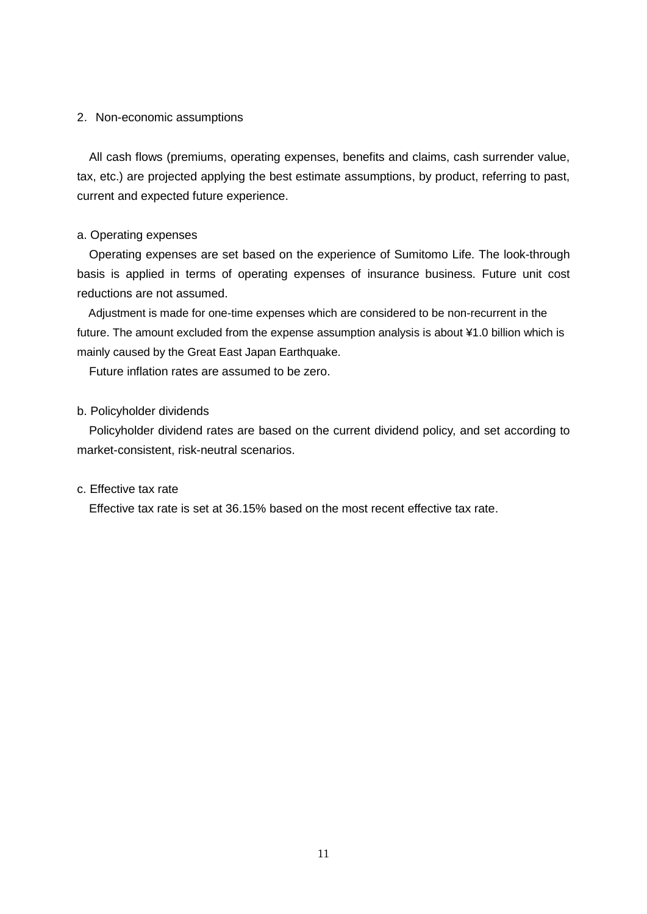## 2. Non-economic assumptions

All cash flows (premiums, operating expenses, benefits and claims, cash surrender value, tax, etc.) are projected applying the best estimate assumptions, by product, referring to past, current and expected future experience.

### a. Operating expenses

Operating expenses are set based on the experience of Sumitomo Life. The look-through basis is applied in terms of operating expenses of insurance business. Future unit cost reductions are not assumed.

Adjustment is made for one-time expenses which are considered to be non-recurrent in the future. The amount excluded from the expense assumption analysis is about ¥1.0 billion which is mainly caused by the Great East Japan Earthquake.

Future inflation rates are assumed to be zero.

### b. Policyholder dividends

Policyholder dividend rates are based on the current dividend policy, and set according to market-consistent, risk-neutral scenarios.

### c. Effective tax rate

Effective tax rate is set at 36.15% based on the most recent effective tax rate.